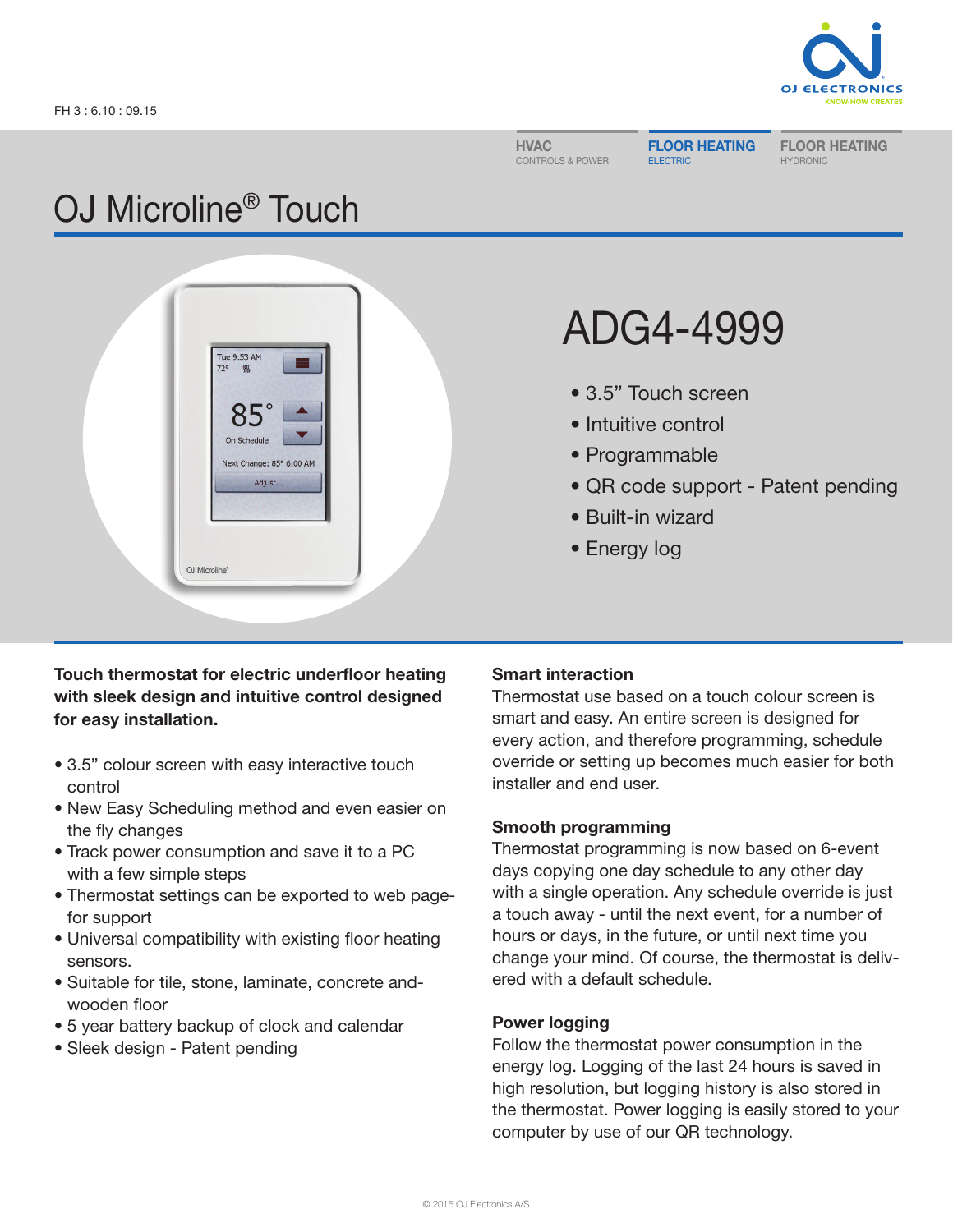FH 3 : 6.10 : 09.15

**HVAC** CONTROLS & POWER | **FLOOR HEATING** ELECTRIC | **FLOOR HEATING** HYDRONIC

# OJ Microline® Touch

## ADG4-4999

- 3.5” Touch screen
- Intuitive control
- Programmable
- QR code support - Patent pending
- Built-in wizard
- Energy log

**Touch thermostat for electric underfloor heating with sleek design and intuitive control designed for easy installation.**

- 3.5” colour screen with easy interactive touch control
- New Easy Scheduling method and even easier on the fly changes
- Track power consumption and save it to a PC with a few simple steps
- Thermostat settings can be exported to web page- for support
- Universal compatibility with existing floor heating sensors.
- Suitable for tile, stone, laminate, concrete and- wooden floor
- 5 year battery backup of clock and calendar
- Sleek design - Patent pending

### Smart interaction

Thermostat use based on a touch colour screen is smart and easy. An entire screen is designed for every action, and therefore programming, schedule override or setting up becomes much easier for both installer and end user.

### Smooth programming

Thermostat programming is now based on 6-event days copying one day schedule to any other day with a single operation. Any schedule override is just a touch away - until the next event, for a number of hours or days, in the future, or until next time you change your mind. Of course, the thermostat is delivered with a default schedule.

### Power logging

Follow the thermostat power consumption in the energy log. Logging of the last 24 hours is saved in high resolution, but logging history is also stored in the thermostat. Power logging is easily stored to your computer by use of our QR technology.

© 2015 OJ Electronics A/S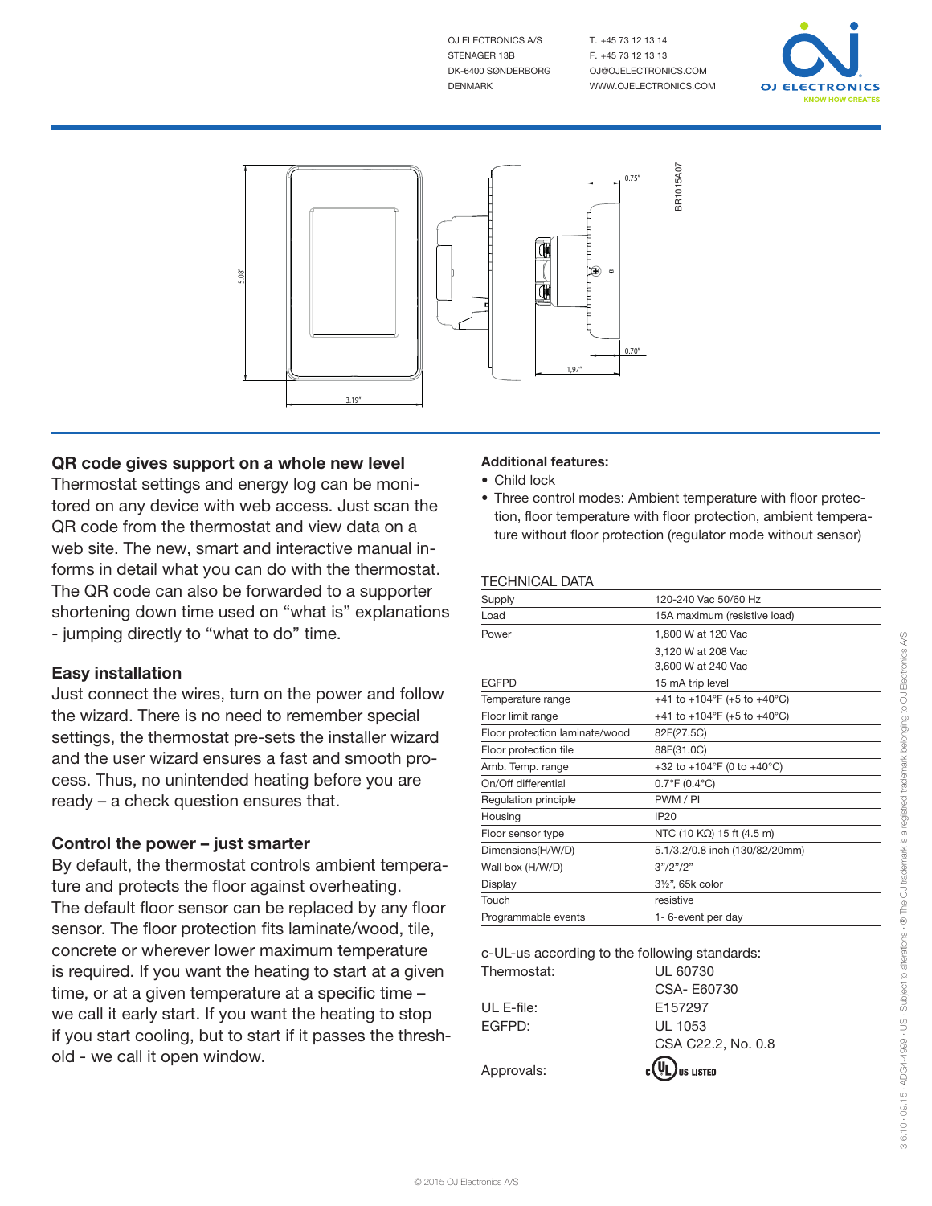OJ ELECTRONICS A/S
STENAGER 13B
DK-6400 SØNDERBORG
DENMARK

T. +45 73 12 13 14
F. +45 73 12 13 13
OJ@OJELECTRONICS.COM
WWW.OJELECTRONICS.COM

5.08"
3.19"
0.75"
0.70"
1.97"
BR1015A07

### QR code gives support on a whole new level

Thermostat settings and energy log can be monitored on any device with web access. Just scan the QR code from the thermostat and view data on a web site. The new, smart and interactive manual informs in detail what you can do with the thermostat. The QR code can also be forwarded to a supporter shortening down time used on “what is” explanations - jumping directly to “what to do” time.

### Easy installation

Just connect the wires, turn on the power and follow the wizard. There is no need to remember special settings, the thermostat pre-sets the installer wizard and the user wizard ensures a fast and smooth process. Thus, no unintended heating before you are ready – a check question ensures that.

### Control the power – just smarter

By default, the thermostat controls ambient temperature and protects the floor against overheating. The default floor sensor can be replaced by any floor sensor. The floor protection fits laminate/wood, tile, concrete or wherever lower maximum temperature is required. If you want the heating to start at a given time, or at a given temperature at a specific time – we call it early start. If you want the heating to stop if you start cooling, but to start if it passes the threshold - we call it open window.

**Additional features:**

- Child lock
- Three control modes: Ambient temperature with floor protection, floor temperature with floor protection, ambient temperature without floor protection (regulator mode without sensor)

TECHNICAL DATA

| | |
|---|---|
| Supply | 120-240 Vac 50/60 Hz |
| Load | 15A maximum (resistive load) |
| Power | 1,800 W at 120 Vac<br>3,120 W at 208 Vac<br>3,600 W at 240 Vac |
| EGFPD | 15 mA trip level |
| Temperature range | +41 to +104°F (+5 to +40°C) |
| Floor limit range | +41 to +104°F (+5 to +40°C) |
| Floor protection laminate/wood | 82F(27.5C) |
| Floor protection tile | 88F(31.0C) |
| Amb. Temp. range | +32 to +104°F (0 to +40°C) |
| On/Off differential | 0.7°F (0.4°C) |
| Regulation principle | PWM / PI |
| Housing | IP20 |
| Floor sensor type | NTC (10 KΩ) 15 ft (4.5 m) |
| Dimensions(H/W/D) | 5.1/3.2/0.8 inch (130/82/20mm) |
| Wall box (H/W/D) | 3"/2"/2" |
| Display | 3½", 65k color |
| Touch | resistive |
| Programmable events | 1- 6-event per day |

c-UL-us according to the following standards:

| | |
|---|---|
| Thermostat: | UL 60730<br>CSA- E60730 |
| UL E-file: | E157297 |
| EGFPD: | UL 1053<br>CSA C22.2, No. 0.8 |
| Approvals: | c UL us LISTED |

3.6.10 · 09.15 · ADG4-4999 · US · Subject to alterations · ® The OJ trademark is a registred trademark belonging to OJ Electronics A/S

© 2015 OJ Electronics A/S